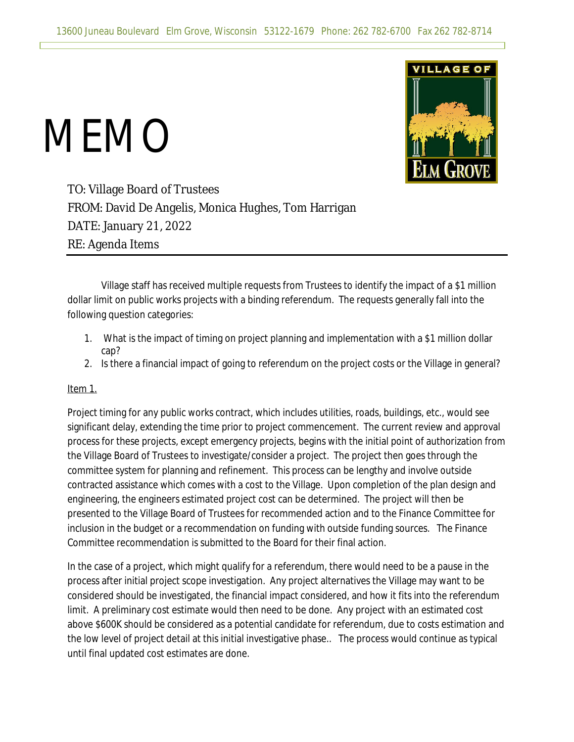13600 Juneau Boulevard Elm Grove, Wisconsin 53122-1679 Phone: 262 782-6700 Fax 262 782-8714

# MEMO

TO: Village Board of Trustees
FROM: David De Angelis, Monica Hughes, Tom Harrigan
DATE: January 21, 2022
RE: Agenda Items

Village staff has received multiple requests from Trustees to identify the impact of a $1 million dollar limit on public works projects with a binding referendum. The requests generally fall into the following question categories:

1. What is the impact of timing on project planning and implementation with a $1 million dollar cap?
2. Is there a financial impact of going to referendum on the project costs or the Village in general?

Item 1.

Project timing for any public works contract, which includes utilities, roads, buildings, etc., would see significant delay, extending the time prior to project commencement. The current review and approval process for these projects, except emergency projects, begins with the initial point of authorization from the Village Board of Trustees to investigate/consider a project. The project then goes through the committee system for planning and refinement. This process can be lengthy and involve outside contracted assistance which comes with a cost to the Village. Upon completion of the plan design and engineering, the engineers estimated project cost can be determined. The project will then be presented to the Village Board of Trustees for recommended action and to the Finance Committee for inclusion in the budget or a recommendation on funding with outside funding sources. The Finance Committee recommendation is submitted to the Board for their final action.

In the case of a project, which might qualify for a referendum, there would need to be a pause in the process after initial project scope investigation. Any project alternatives the Village may want to be considered should be investigated, the financial impact considered, and how it fits into the referendum limit. A preliminary cost estimate would then need to be done. Any project with an estimated cost above $600K should be considered as a potential candidate for referendum, due to costs estimation and the low level of project detail at this initial investigative phase.. The process would continue as typical until final updated cost estimates are done.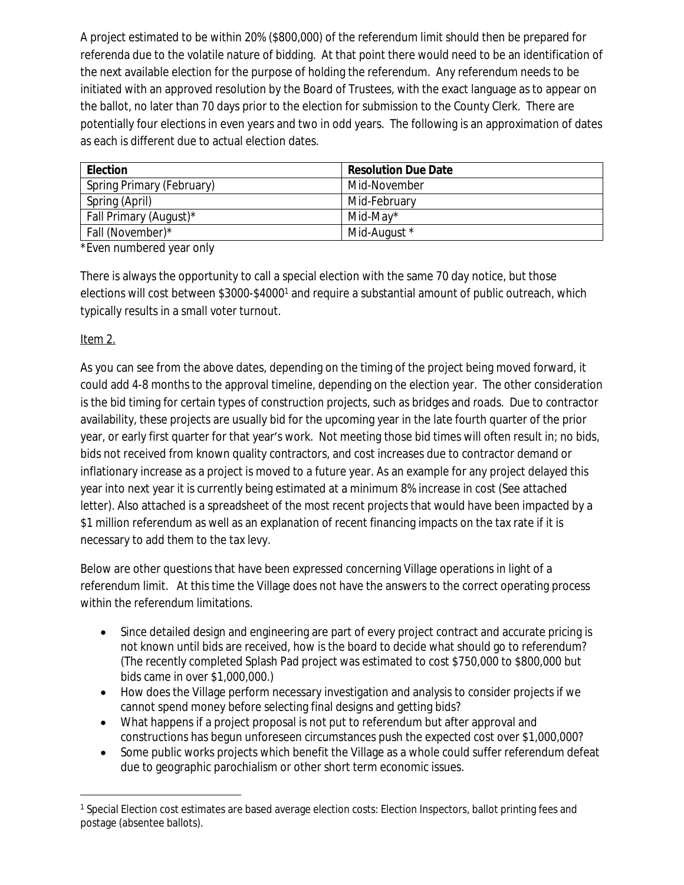A project estimated to be within 20% ($800,000) of the referendum limit should then be prepared for referenda due to the volatile nature of bidding. At that point there would need to be an identification of the next available election for the purpose of holding the referendum. Any referendum needs to be initiated with an approved resolution by the Board of Trustees, with the exact language as to appear on the ballot, no later than 70 days prior to the election for submission to the County Clerk. There are potentially four elections in even years and two in odd years. The following is an approximation of dates as each is different due to actual election dates.

| Election | Resolution Due Date |
|---|---|
| Spring Primary (February) | Mid-November |
| Spring (April) | Mid-February |
| Fall Primary (August)* | Mid-May* |
| Fall (November)* | Mid-August * |

*Even numbered year only

There is always the opportunity to call a special election with the same 70 day notice, but those elections will cost between $3000-$4000[1] and require a substantial amount of public outreach, which typically results in a small voter turnout.

Item 2.

As you can see from the above dates, depending on the timing of the project being moved forward, it could add 4-8 months to the approval timeline, depending on the election year. The other consideration is the bid timing for certain types of construction projects, such as bridges and roads. Due to contractor availability, these projects are usually bid for the upcoming year in the late fourth quarter of the prior year, or early first quarter for that year's work. Not meeting those bid times will often result in; no bids, bids not received from known quality contractors, and cost increases due to contractor demand or inflationary increase as a project is moved to a future year. As an example for any project delayed this year into next year it is currently being estimated at a minimum 8% increase in cost (See attached letter). Also attached is a spreadsheet of the most recent projects that would have been impacted by a $1 million referendum as well as an explanation of recent financing impacts on the tax rate if it is necessary to add them to the tax levy.

Below are other questions that have been expressed concerning Village operations in light of a referendum limit. At this time the Village does not have the answers to the correct operating process within the referendum limitations.

- Since detailed design and engineering are part of every project contract and accurate pricing is not known until bids are received, how is the board to decide what should go to referendum? (The recently completed Splash Pad project was estimated to cost $750,000 to $800,000 but bids came in over $1,000,000.)
- How does the Village perform necessary investigation and analysis to consider projects if we cannot spend money before selecting final designs and getting bids?
- What happens if a project proposal is not put to referendum but after approval and constructions has begun unforeseen circumstances push the expected cost over $1,000,000?
- Some public works projects which benefit the Village as a whole could suffer referendum defeat due to geographic parochialism or other short term economic issues.

[1] Special Election cost estimates are based average election costs: Election Inspectors, ballot printing fees and postage (absentee ballots).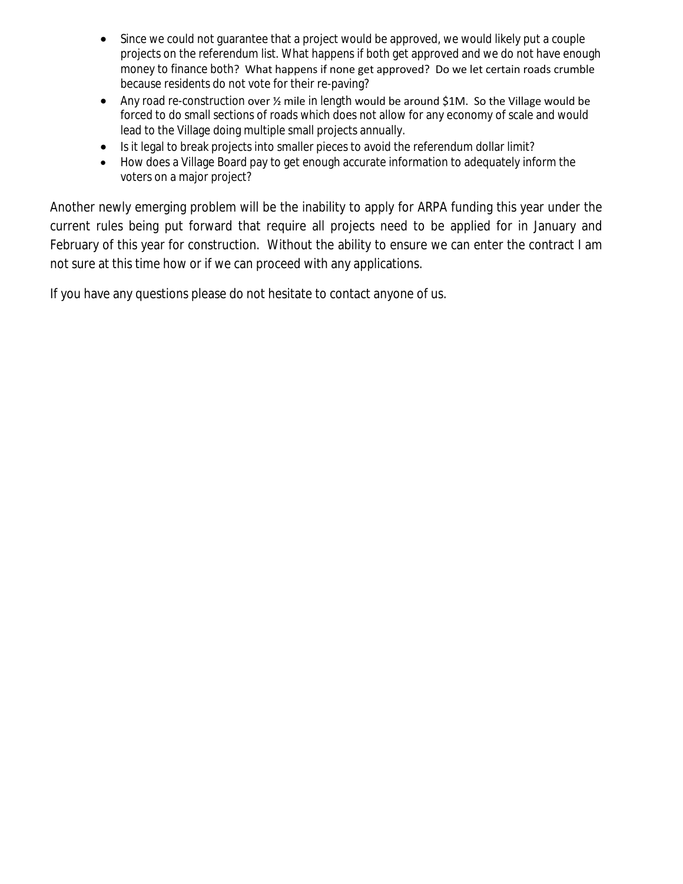- Since we could not guarantee that a project would be approved, we would likely put a couple projects on the referendum list. What happens if both get approved and we do not have enough money to finance both? What happens if none get approved? Do we let certain roads crumble because residents do not vote for their re-paving?
- Any road re-construction over ½ mile in length would be around $1M. So the Village would be forced to do small sections of roads which does not allow for any economy of scale and would lead to the Village doing multiple small projects annually.
- Is it legal to break projects into smaller pieces to avoid the referendum dollar limit?
- How does a Village Board pay to get enough accurate information to adequately inform the voters on a major project?

Another newly emerging problem will be the inability to apply for ARPA funding this year under the current rules being put forward that require all projects need to be applied for in January and February of this year for construction. Without the ability to ensure we can enter the contract I am not sure at this time how or if we can proceed with any applications.

If you have any questions please do not hesitate to contact anyone of us.